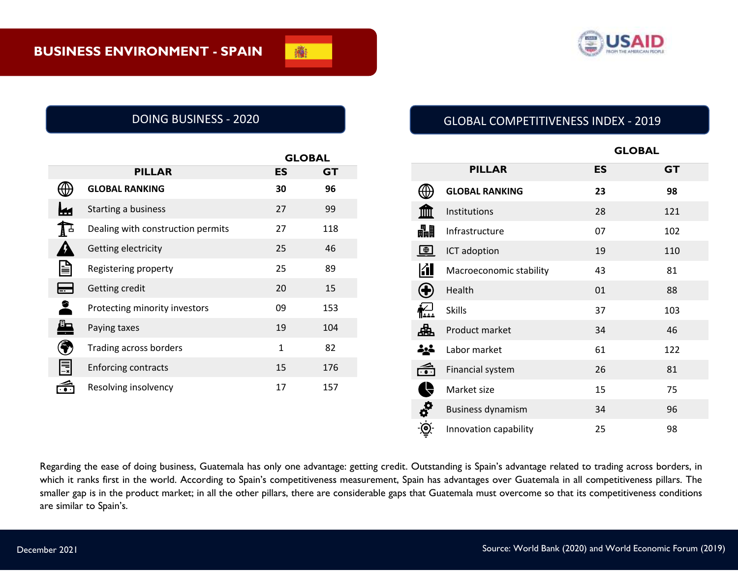# BUSINESS ENVIRONMENT - SPAIN

## DOING BUSINESS - 2020

| PILLAR | GLOBAL | |
|---|---|---|
| | **ES** | **GT** |
| **GLOBAL RANKING** | **30** | **96** |
| Starting a business | 27 | 99 |
| Dealing with construction permits | 27 | 118 |
| Getting electricity | 25 | 46 |
| Registering property | 25 | 89 |
| Getting credit | 20 | 15 |
| Protecting minority investors | 09 | 153 |
| Paying taxes | 19 | 104 |
| Trading across borders | 1 | 82 |
| Enforcing contracts | 15 | 176 |
| Resolving insolvency | 17 | 157 |

## GLOBAL COMPETITIVENESS INDEX - 2019

| PILLAR | GLOBAL | |
|---|---|---|
| | **ES** | **GT** |
| **GLOBAL RANKING** | **23** | **98** |
| Institutions | 28 | 121 |
| Infrastructure | 07 | 102 |
| ICT adoption | 19 | 110 |
| Macroeconomic stability | 43 | 81 |
| Health | 01 | 88 |
| Skills | 37 | 103 |
| Product market | 34 | 46 |
| Labor market | 61 | 122 |
| Financial system | 26 | 81 |
| Market size | 15 | 75 |
| Business dynamism | 34 | 96 |
| Innovation capability | 25 | 98 |

Regarding the ease of doing business, Guatemala has only one advantage: getting credit. Outstanding is Spain's advantage related to trading across borders, in which it ranks first in the world. According to Spain's competitiveness measurement, Spain has advantages over Guatemala in all competitiveness pillars. The smaller gap is in the product market; in all the other pillars, there are considerable gaps that Guatemala must overcome so that its competitiveness conditions are similar to Spain's.

December 2021

Source: World Bank (2020) and World Economic Forum (2019)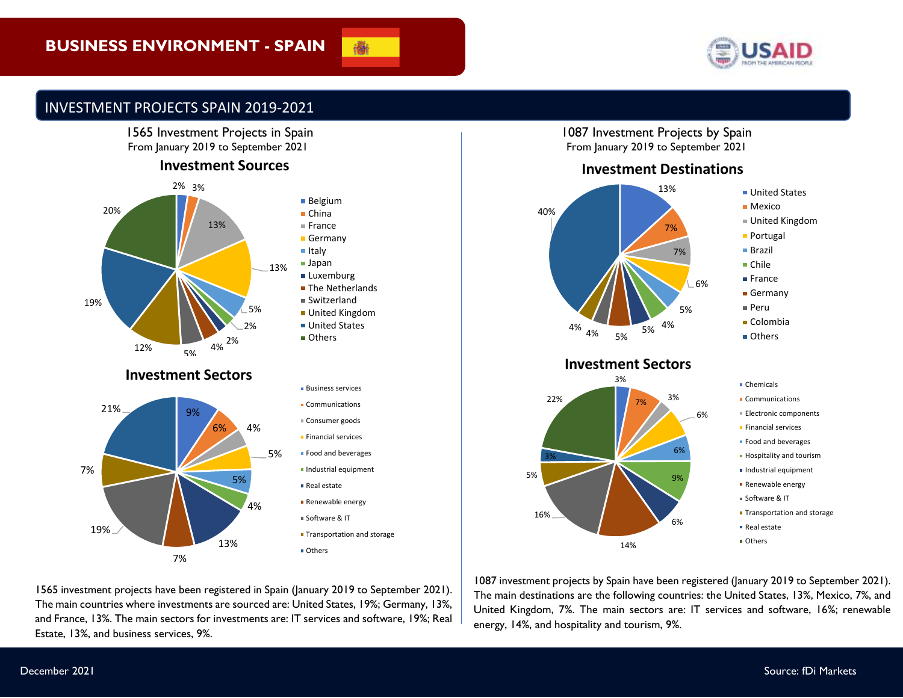# BUSINESS ENVIRONMENT - SPAIN

## INVESTMENT PROJECTS SPAIN 2019-2021

### 1565 Investment Projects in Spain
From January 2019 to September 2021

#### Investment Sources

| Country | Share |
|---|---|
| Belgium | 2% |
| China | 3% |
| France | 13% |
| Germany | 13% |
| Italy | 5% |
| Japan | 2% |
| Luxemburg | 2% |
| The Netherlands | 4% |
| Switzerland | 5% |
| United Kingdom | 12% |
| United States | 19% |
| Others | 20% |

#### Investment Sectors

| Sector | Share |
|---|---|
| Business services | 9% |
| Communications | 6% |
| Consumer goods | 4% |
| Financial services | 5% |
| Food and beverages | 5% |
| Industrial equipment | 4% |
| Real estate | 13% |
| Renewable energy | 7% |
| Software & IT | 19% |
| Transportation and storage | 7% |
| Others | 21% |

1565 investment projects have been registered in Spain (January 2019 to September 2021). The main countries where investments are sourced are: United States, 19%; Germany, 13%, and France, 13%. The main sectors for investments are: IT services and software, 19%; Real Estate, 13%, and business services, 9%.

### 1087 Investment Projects by Spain
From January 2019 to September 2021

#### Investment Destinations

| Country | Share |
|---|---|
| United States | 13% |
| Mexico | 7% |
| United Kingdom | 7% |
| Portugal | 6% |
| Brazil | 5% |
| Chile | 4% |
| France | 5% |
| Germany | 5% |
| Peru | 4% |
| Colombia | 4% |
| Others | 40% |

#### Investment Sectors

| Sector | Share |
|---|---|
| Chemicals | 3% |
| Communications | 7% |
| Electronic components | 3% |
| Financial services | 6% |
| Food and beverages | 6% |
| Hospitality and tourism | 9% |
| Industrial equipment | 6% |
| Renewable energy | 14% |
| Software & IT | 16% |
| Transportation and storage | 5% |
| Real estate | 3% |
| Others | 22% |

1087 investment projects by Spain have been registered (January 2019 to September 2021). The main destinations are the following countries: the United States, 13%, Mexico, 7%, and United Kingdom, 7%. The main sectors are: IT services and software, 16%; renewable energy, 14%, and hospitality and tourism, 9%.

December 2021

Source: fDi Markets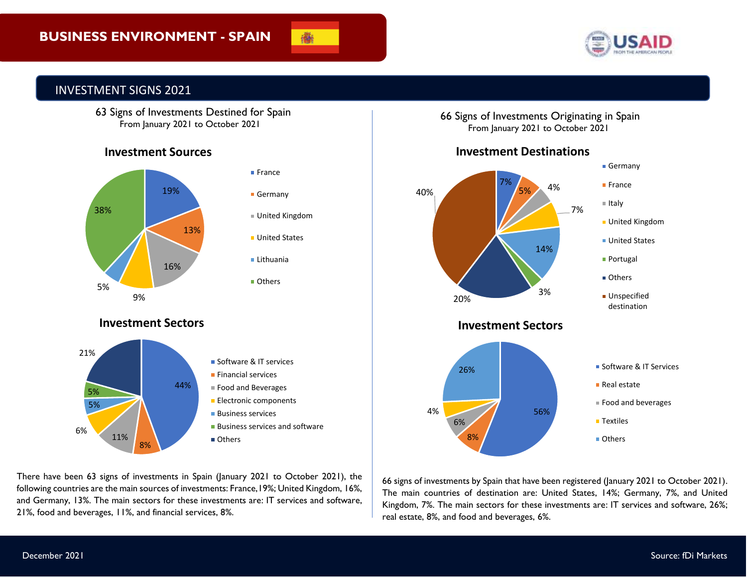# BUSINESS ENVIRONMENT - SPAIN

## INVESTMENT SIGNS 2021

### 63 Signs of Investments Destined for Spain
From January 2021 to October 2021

#### Investment Sources

| Source | Share |
|---|---|
| France | 19% |
| Germany | 13% |
| United Kingdom | 16% |
| United States | 9% |
| Lithuania | 5% |
| Others | 38% |

#### Investment Sectors

| Sector | Share |
|---|---|
| Software & IT services | 44% |
| Financial services | 8% |
| Food and Beverages | 11% |
| Electronic components | 6% |
| Business services | 5% |
| Business services and software | 5% |
| Others | 21% |

There have been 63 signs of investments in Spain (January 2021 to October 2021), the following countries are the main sources of investments: France,19%; United Kingdom, 16%, and Germany, 13%. The main sectors for these investments are: IT services and software, 21%, food and beverages, 11%, and financial services, 8%.

### 66 Signs of Investments Originating in Spain
From January 2021 to October 2021

#### Investment Destinations

| Destination | Share |
|---|---|
| Germany | 7% |
| France | 5% |
| Italy | 4% |
| United Kingdom | 7% |
| United States | 14% |
| Portugal | 3% |
| Others | 20% |
| Unspecified destination | 40% |

#### Investment Sectors

| Sector | Share |
|---|---|
| Software & IT Services | 56% |
| Real estate | 8% |
| Food and beverages | 6% |
| Textiles | 4% |
| Others | 26% |

66 signs of investments by Spain that have been registered (January 2021 to October 2021). The main countries of destination are: United States, 14%; Germany, 7%, and United Kingdom, 7%. The main sectors for these investments are: IT services and software, 26%; real estate, 8%, and food and beverages, 6%.

December 2021

Source: fDi Markets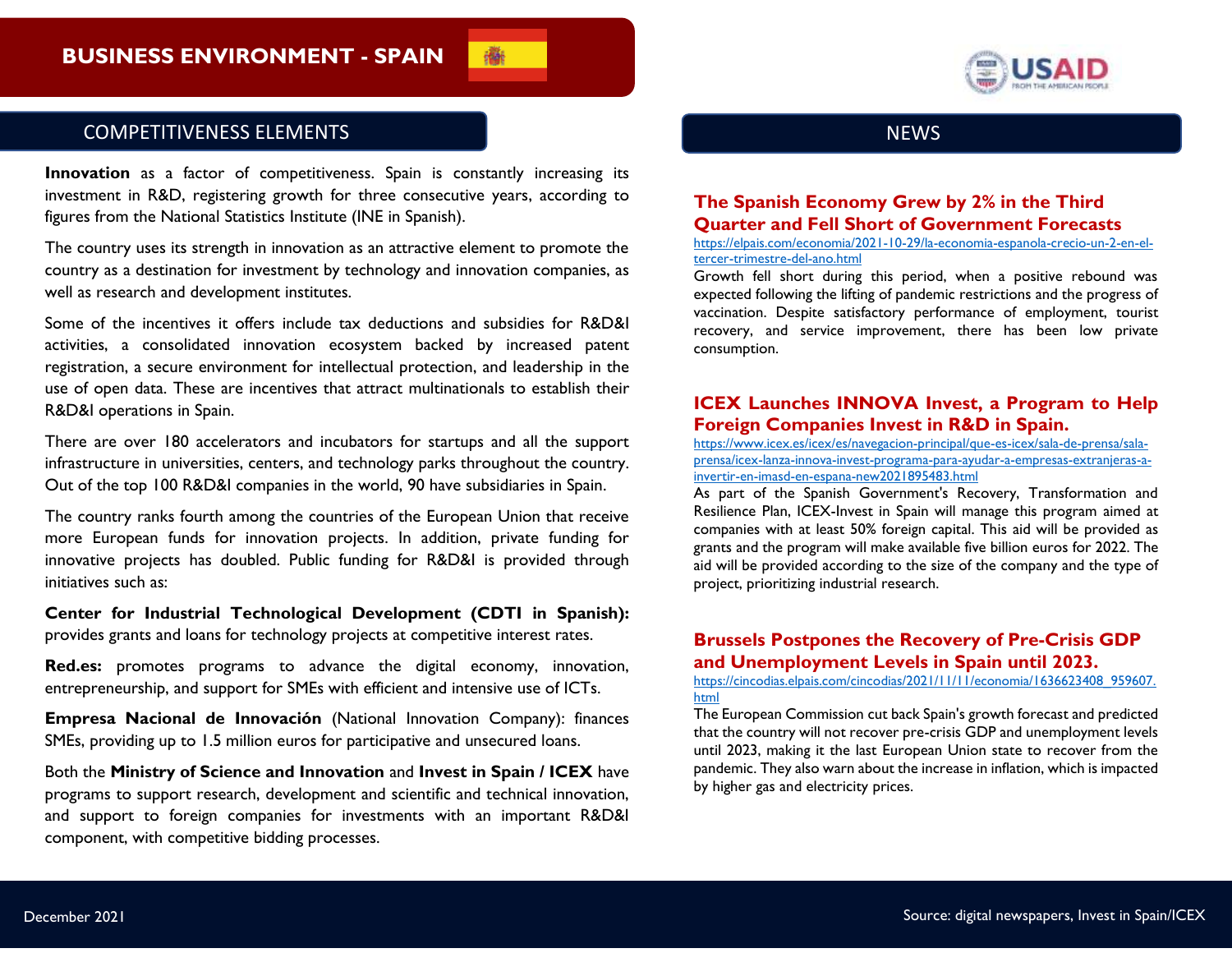# BUSINESS ENVIRONMENT - SPAIN

## COMPETITIVENESS ELEMENTS

**Innovation** as a factor of competitiveness. Spain is constantly increasing its investment in R&D, registering growth for three consecutive years, according to figures from the National Statistics Institute (INE in Spanish).

The country uses its strength in innovation as an attractive element to promote the country as a destination for investment by technology and innovation companies, as well as research and development institutes.

Some of the incentives it offers include tax deductions and subsidies for R&D&I activities, a consolidated innovation ecosystem backed by increased patent registration, a secure environment for intellectual protection, and leadership in the use of open data. These are incentives that attract multinationals to establish their R&D&I operations in Spain.

There are over 180 accelerators and incubators for startups and all the support infrastructure in universities, centers, and technology parks throughout the country. Out of the top 100 R&D&I companies in the world, 90 have subsidiaries in Spain.

The country ranks fourth among the countries of the European Union that receive more European funds for innovation projects. In addition, private funding for innovative projects has doubled. Public funding for R&D&I is provided through initiatives such as:

**Center for Industrial Technological Development (CDTI in Spanish):** provides grants and loans for technology projects at competitive interest rates.

**Red.es:** promotes programs to advance the digital economy, innovation, entrepreneurship, and support for SMEs with efficient and intensive use of ICTs.

**Empresa Nacional de Innovación** (National Innovation Company): finances SMEs, providing up to 1.5 million euros for participative and unsecured loans.

Both the **Ministry of Science and Innovation** and **Invest in Spain / ICEX** have programs to support research, development and scientific and technical innovation, and support to foreign companies for investments with an important R&D&I component, with competitive bidding processes.

## NEWS

### The Spanish Economy Grew by 2% in the Third Quarter and Fell Short of Government Forecasts

https://elpais.com/economia/2021-10-29/la-economia-espanola-crecio-un-2-en-el-tercer-trimestre-del-ano.html

Growth fell short during this period, when a positive rebound was expected following the lifting of pandemic restrictions and the progress of vaccination. Despite satisfactory performance of employment, tourist recovery, and service improvement, there has been low private consumption.

### ICEX Launches INNOVA Invest, a Program to Help Foreign Companies Invest in R&D in Spain.

https://www.icex.es/icex/es/navegacion-principal/que-es-icex/sala-de-prensa/sala-prensa/icex-lanza-innova-invest-programa-para-ayudar-a-empresas-extranjeras-a-invertir-en-imasd-en-espana-new2021895483.html

As part of the Spanish Government's Recovery, Transformation and Resilience Plan, ICEX-Invest in Spain will manage this program aimed at companies with at least 50% foreign capital. This aid will be provided as grants and the program will make available five billion euros for 2022. The aid will be provided according to the size of the company and the type of project, prioritizing industrial research.

### Brussels Postpones the Recovery of Pre-Crisis GDP and Unemployment Levels in Spain until 2023.

https://cincodias.elpais.com/cincodias/2021/11/11/economia/1636623408_959607.html

The European Commission cut back Spain's growth forecast and predicted that the country will not recover pre-crisis GDP and unemployment levels until 2023, making it the last European Union state to recover from the pandemic. They also warn about the increase in inflation, which is impacted by higher gas and electricity prices.

December 2021

Source: digital newspapers, Invest in Spain/ICEX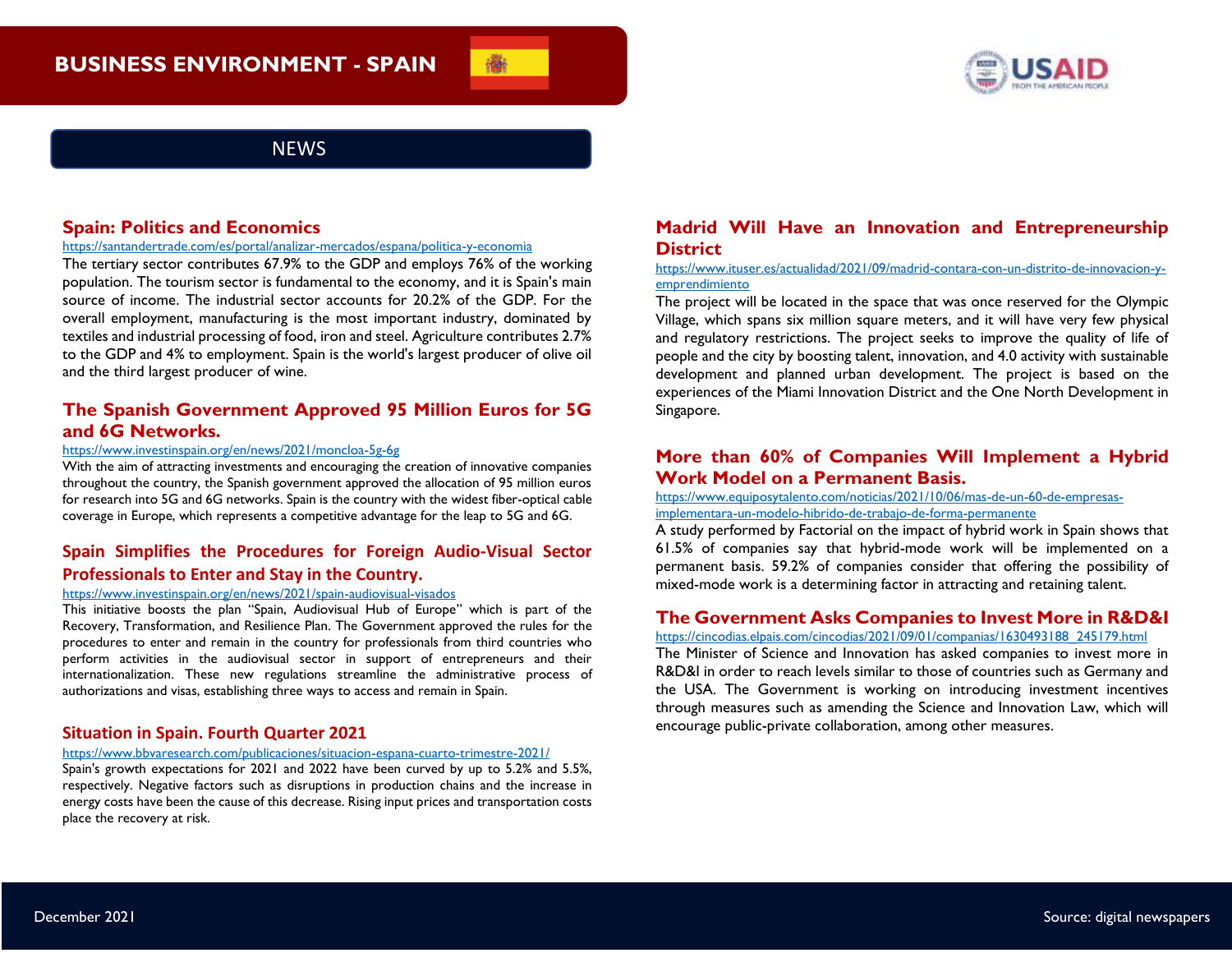# BUSINESS ENVIRONMENT - SPAIN

## NEWS

### Spain: Politics and Economics

https://santandertrade.com/es/portal/analizar-mercados/espana/politica-y-economia

The tertiary sector contributes 67.9% to the GDP and employs 76% of the working population. The tourism sector is fundamental to the economy, and it is Spain's main source of income. The industrial sector accounts for 20.2% of the GDP. For the overall employment, manufacturing is the most important industry, dominated by textiles and industrial processing of food, iron and steel. Agriculture contributes 2.7% to the GDP and 4% to employment. Spain is the world's largest producer of olive oil and the third largest producer of wine.

### The Spanish Government Approved 95 Million Euros for 5G and 6G Networks.

https://www.investinspain.org/en/news/2021/moncloa-5g-6g

With the aim of attracting investments and encouraging the creation of innovative companies throughout the country, the Spanish government approved the allocation of 95 million euros for research into 5G and 6G networks. Spain is the country with the widest fiber-optical cable coverage in Europe, which represents a competitive advantage for the leap to 5G and 6G.

### Spain Simplifies the Procedures for Foreign Audio-Visual Sector Professionals to Enter and Stay in the Country.

https://www.investinspain.org/en/news/2021/spain-audiovisual-visados

This initiative boosts the plan "Spain, Audiovisual Hub of Europe" which is part of the Recovery, Transformation, and Resilience Plan. The Government approved the rules for the procedures to enter and remain in the country for professionals from third countries who perform activities in the audiovisual sector in support of entrepreneurs and their internationalization. These new regulations streamline the administrative process of authorizations and visas, establishing three ways to access and remain in Spain.

### Situation in Spain. Fourth Quarter 2021

https://www.bbvaresearch.com/publicaciones/situacion-espana-cuarto-trimestre-2021/

Spain's growth expectations for 2021 and 2022 have been curved by up to 5.2% and 5.5%, respectively. Negative factors such as disruptions in production chains and the increase in energy costs have been the cause of this decrease. Rising input prices and transportation costs place the recovery at risk.

### Madrid Will Have an Innovation and Entrepreneurship District

https://www.ituser.es/actualidad/2021/09/madrid-contara-con-un-distrito-de-innovacion-y-emprendimiento

The project will be located in the space that was once reserved for the Olympic Village, which spans six million square meters, and it will have very few physical and regulatory restrictions. The project seeks to improve the quality of life of people and the city by boosting talent, innovation, and 4.0 activity with sustainable development and planned urban development. The project is based on the experiences of the Miami Innovation District and the One North Development in Singapore.

### More than 60% of Companies Will Implement a Hybrid Work Model on a Permanent Basis.

https://www.equiposytalento.com/noticias/2021/10/06/mas-de-un-60-de-empresas-implementara-un-modelo-hibrido-de-trabajo-de-forma-permanente

A study performed by Factorial on the impact of hybrid work in Spain shows that 61.5% of companies say that hybrid-mode work will be implemented on a permanent basis. 59.2% of companies consider that offering the possibility of mixed-mode work is a determining factor in attracting and retaining talent.

### The Government Asks Companies to Invest More in R&D&I

https://cincodias.elpais.com/cincodias/2021/09/01/companias/1630493188_245179.html

The Minister of Science and Innovation has asked companies to invest more in R&D&I in order to reach levels similar to those of countries such as Germany and the USA. The Government is working on introducing investment incentives through measures such as amending the Science and Innovation Law, which will encourage public-private collaboration, among other measures.

December 2021

Source: digital newspapers